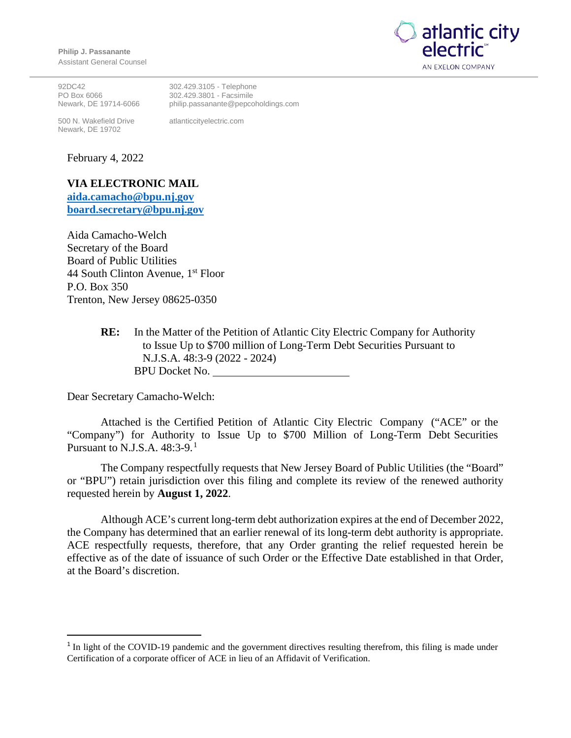**Philip J. Passanante**
Assistant General Counsel

atlantic city electric
AN EXELON COMPANY

92DC42
PO Box 6066
Newark, DE 19714-6066

302.429.3105 - Telephone
302.429.3801 - Facsimile
philip.passanante@pepcoholdings.com

500 N. Wakefield Drive
Newark, DE 19702

atlanticcityelectric.com

February 4, 2022

**VIA ELECTRONIC MAIL**
**aida.camacho@bpu.nj.gov**
**board.secretary@bpu.nj.gov**

Aida Camacho-Welch
Secretary of the Board
Board of Public Utilities
44 South Clinton Avenue, 1st Floor
P.O. Box 350
Trenton, New Jersey 08625-0350

**RE:** In the Matter of the Petition of Atlantic City Electric Company for Authority to Issue Up to \$700 million of Long-Term Debt Securities Pursuant to N.J.S.A. 48:3-9 (2022 - 2024)
BPU Docket No. ________________________

Dear Secretary Camacho-Welch:

Attached is the Certified Petition of Atlantic City Electric Company ("ACE" or the "Company") for Authority to Issue Up to \$700 Million of Long-Term Debt Securities Pursuant to N.J.S.A. 48:3-9.[1]

The Company respectfully requests that New Jersey Board of Public Utilities (the "Board" or "BPU") retain jurisdiction over this filing and complete its review of the renewed authority requested herein by **August 1, 2022**.

Although ACE's current long-term debt authorization expires at the end of December 2022, the Company has determined that an earlier renewal of its long-term debt authority is appropriate. ACE respectfully requests, therefore, that any Order granting the relief requested herein be effective as of the date of issuance of such Order or the Effective Date established in that Order, at the Board's discretion.

---

[1] In light of the COVID-19 pandemic and the government directives resulting therefrom, this filing is made under Certification of a corporate officer of ACE in lieu of an Affidavit of Verification.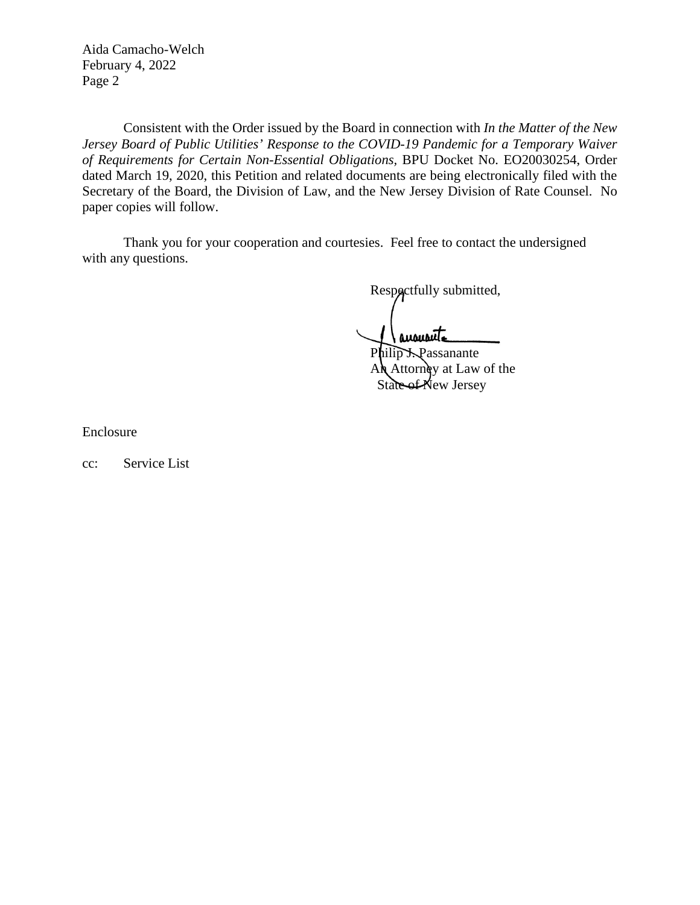Aida Camacho-Welch
February 4, 2022
Page 2

Consistent with the Order issued by the Board in connection with *In the Matter of the New Jersey Board of Public Utilities' Response to the COVID-19 Pandemic for a Temporary Waiver of Requirements for Certain Non-Essential Obligations*, BPU Docket No. EO20030254, Order dated March 19, 2020, this Petition and related documents are being electronically filed with the Secretary of the Board, the Division of Law, and the New Jersey Division of Rate Counsel. No paper copies will follow.

Thank you for your cooperation and courtesies. Feel free to contact the undersigned with any questions.

Respectfully submitted,

Philip J. Passanante
An Attorney at Law of the
State of New Jersey

Enclosure

cc: Service List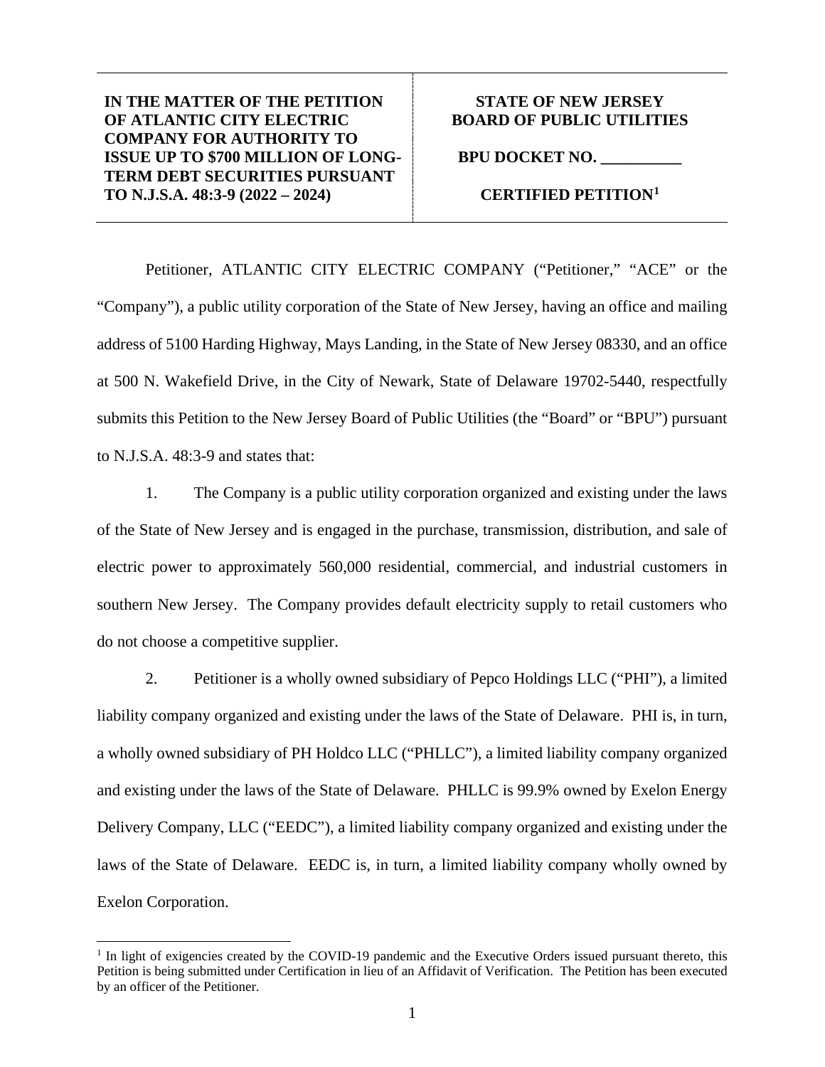| **IN THE MATTER OF THE PETITION OF ATLANTIC CITY ELECTRIC COMPANY FOR AUTHORITY TO ISSUE UP TO $700 MILLION OF LONG-TERM DEBT SECURITIES PURSUANT TO N.J.S.A. 48:3-9 (2022 – 2024)** | **STATE OF NEW JERSEY BOARD OF PUBLIC UTILITIES**<br><br>**BPU DOCKET NO. __________**<br><br>**CERTIFIED PETITION[1]** |
|---|---|

Petitioner, ATLANTIC CITY ELECTRIC COMPANY ("Petitioner," "ACE" or the "Company"), a public utility corporation of the State of New Jersey, having an office and mailing address of 5100 Harding Highway, Mays Landing, in the State of New Jersey 08330, and an office at 500 N. Wakefield Drive, in the City of Newark, State of Delaware 19702-5440, respectfully submits this Petition to the New Jersey Board of Public Utilities (the "Board" or "BPU") pursuant to N.J.S.A. 48:3-9 and states that:

1. The Company is a public utility corporation organized and existing under the laws of the State of New Jersey and is engaged in the purchase, transmission, distribution, and sale of electric power to approximately 560,000 residential, commercial, and industrial customers in southern New Jersey. The Company provides default electricity supply to retail customers who do not choose a competitive supplier.

2. Petitioner is a wholly owned subsidiary of Pepco Holdings LLC ("PHI"), a limited liability company organized and existing under the laws of the State of Delaware. PHI is, in turn, a wholly owned subsidiary of PH Holdco LLC ("PHLLC"), a limited liability company organized and existing under the laws of the State of Delaware. PHLLC is 99.9% owned by Exelon Energy Delivery Company, LLC ("EEDC"), a limited liability company organized and existing under the laws of the State of Delaware. EEDC is, in turn, a limited liability company wholly owned by Exelon Corporation.

---

[1] In light of exigencies created by the COVID-19 pandemic and the Executive Orders issued pursuant thereto, this Petition is being submitted under Certification in lieu of an Affidavit of Verification. The Petition has been executed by an officer of the Petitioner.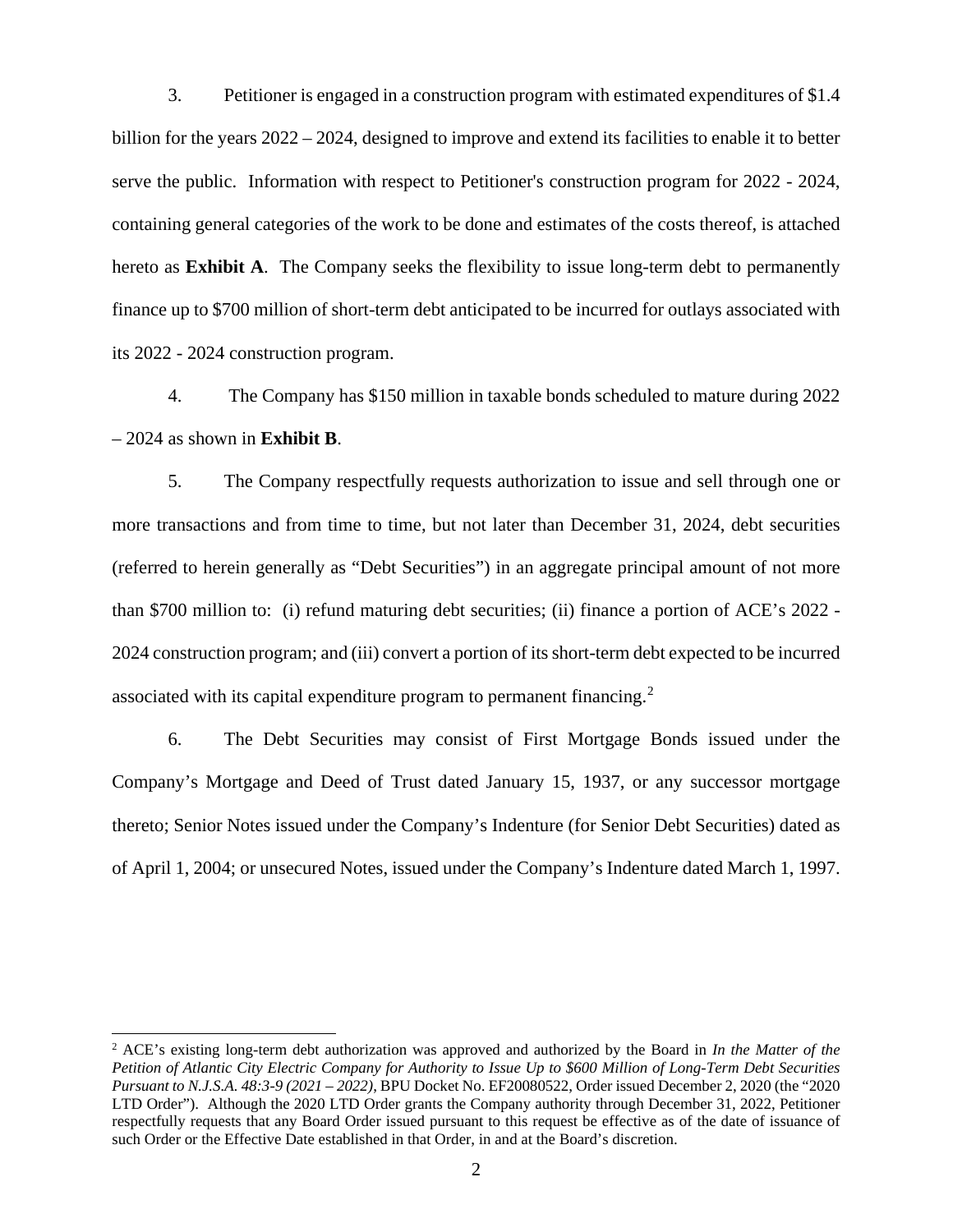3. Petitioner is engaged in a construction program with estimated expenditures of $1.4 billion for the years 2022 – 2024, designed to improve and extend its facilities to enable it to better serve the public. Information with respect to Petitioner's construction program for 2022 - 2024, containing general categories of the work to be done and estimates of the costs thereof, is attached hereto as **Exhibit A**. The Company seeks the flexibility to issue long-term debt to permanently finance up to $700 million of short-term debt anticipated to be incurred for outlays associated with its 2022 - 2024 construction program.

4. The Company has $150 million in taxable bonds scheduled to mature during 2022 – 2024 as shown in **Exhibit B**.

5. The Company respectfully requests authorization to issue and sell through one or more transactions and from time to time, but not later than December 31, 2024, debt securities (referred to herein generally as "Debt Securities") in an aggregate principal amount of not more than $700 million to: (i) refund maturing debt securities; (ii) finance a portion of ACE's 2022 - 2024 construction program; and (iii) convert a portion of its short-term debt expected to be incurred associated with its capital expenditure program to permanent financing.[2]

6. The Debt Securities may consist of First Mortgage Bonds issued under the Company's Mortgage and Deed of Trust dated January 15, 1937, or any successor mortgage thereto; Senior Notes issued under the Company's Indenture (for Senior Debt Securities) dated as of April 1, 2004; or unsecured Notes, issued under the Company's Indenture dated March 1, 1997.

---

[2] ACE's existing long-term debt authorization was approved and authorized by the Board in *In the Matter of the Petition of Atlantic City Electric Company for Authority to Issue Up to $600 Million of Long-Term Debt Securities Pursuant to N.J.S.A. 48:3-9 (2021 – 2022)*, BPU Docket No. EF20080522, Order issued December 2, 2020 (the "2020 LTD Order"). Although the 2020 LTD Order grants the Company authority through December 31, 2022, Petitioner respectfully requests that any Board Order issued pursuant to this request be effective as of the date of issuance of such Order or the Effective Date established in that Order, in and at the Board's discretion.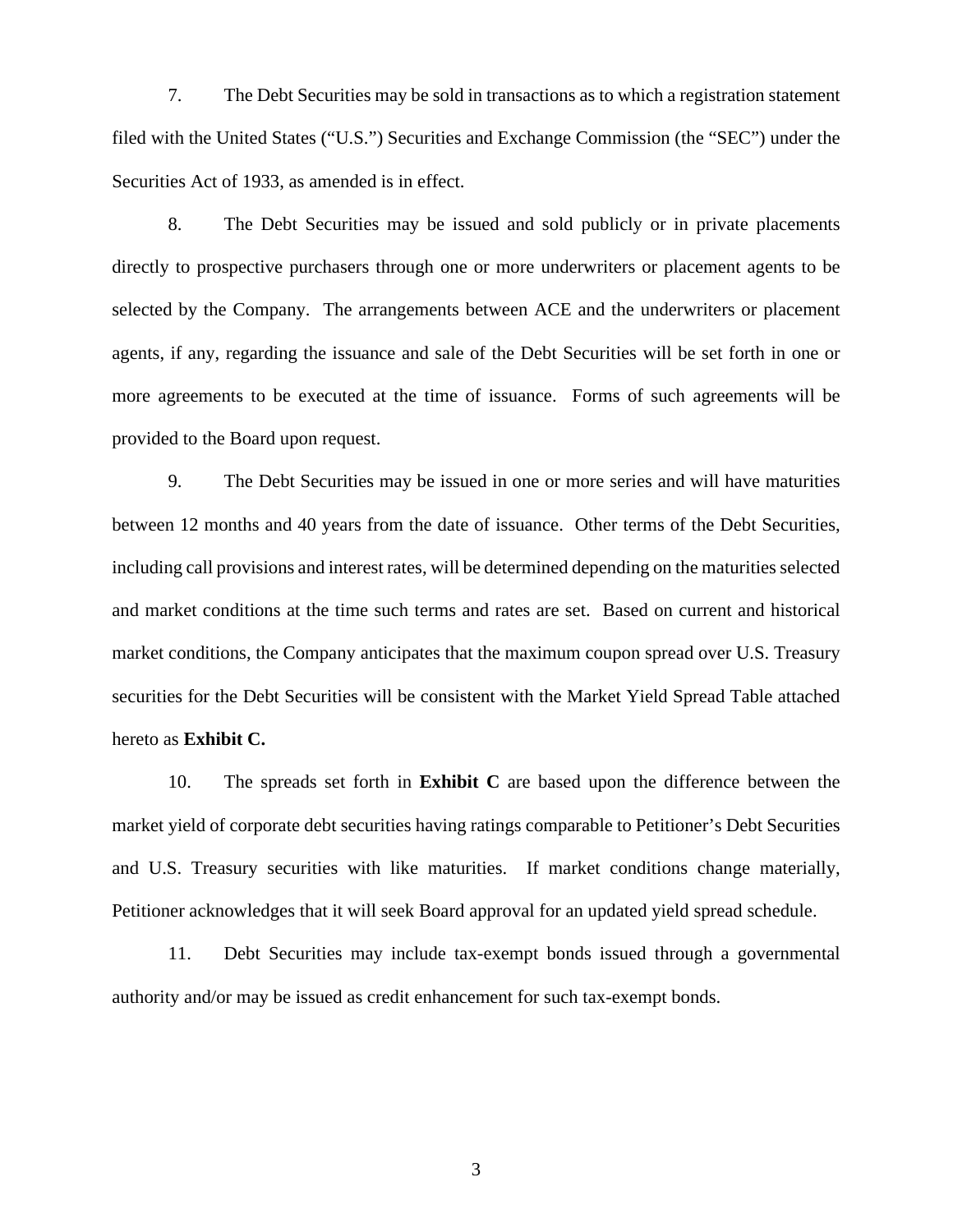7. The Debt Securities may be sold in transactions as to which a registration statement filed with the United States ("U.S.") Securities and Exchange Commission (the "SEC") under the Securities Act of 1933, as amended is in effect.

8. The Debt Securities may be issued and sold publicly or in private placements directly to prospective purchasers through one or more underwriters or placement agents to be selected by the Company. The arrangements between ACE and the underwriters or placement agents, if any, regarding the issuance and sale of the Debt Securities will be set forth in one or more agreements to be executed at the time of issuance. Forms of such agreements will be provided to the Board upon request.

9. The Debt Securities may be issued in one or more series and will have maturities between 12 months and 40 years from the date of issuance. Other terms of the Debt Securities, including call provisions and interest rates, will be determined depending on the maturities selected and market conditions at the time such terms and rates are set. Based on current and historical market conditions, the Company anticipates that the maximum coupon spread over U.S. Treasury securities for the Debt Securities will be consistent with the Market Yield Spread Table attached hereto as **Exhibit C.**

10. The spreads set forth in **Exhibit C** are based upon the difference between the market yield of corporate debt securities having ratings comparable to Petitioner's Debt Securities and U.S. Treasury securities with like maturities. If market conditions change materially, Petitioner acknowledges that it will seek Board approval for an updated yield spread schedule.

11. Debt Securities may include tax-exempt bonds issued through a governmental authority and/or may be issued as credit enhancement for such tax-exempt bonds.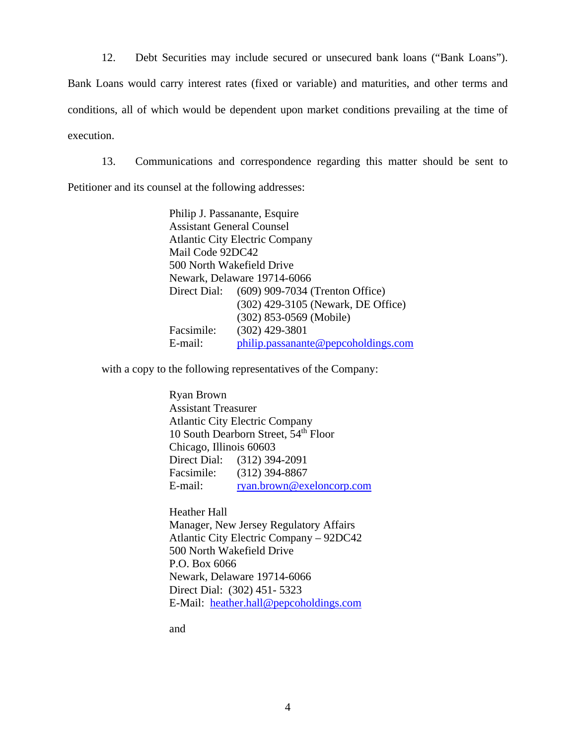12. Debt Securities may include secured or unsecured bank loans ("Bank Loans"). Bank Loans would carry interest rates (fixed or variable) and maturities, and other terms and conditions, all of which would be dependent upon market conditions prevailing at the time of execution.

13. Communications and correspondence regarding this matter should be sent to Petitioner and its counsel at the following addresses:

Philip J. Passanante, Esquire
Assistant General Counsel
Atlantic City Electric Company
Mail Code 92DC42
500 North Wakefield Drive
Newark, Delaware 19714-6066
Direct Dial: (609) 909-7034 (Trenton Office)
(302) 429-3105 (Newark, DE Office)
(302) 853-0569 (Mobile)
Facsimile: (302) 429-3801
E-mail: philip.passanante@pepcoholdings.com

with a copy to the following representatives of the Company:

Ryan Brown
Assistant Treasurer
Atlantic City Electric Company
10 South Dearborn Street, 54th Floor
Chicago, Illinois 60603
Direct Dial: (312) 394-2091
Facsimile: (312) 394-8867
E-mail: ryan.brown@exeloncorp.com

Heather Hall
Manager, New Jersey Regulatory Affairs
Atlantic City Electric Company – 92DC42
500 North Wakefield Drive
P.O. Box 6066
Newark, Delaware 19714-6066
Direct Dial: (302) 451- 5323
E-Mail: heather.hall@pepcoholdings.com

and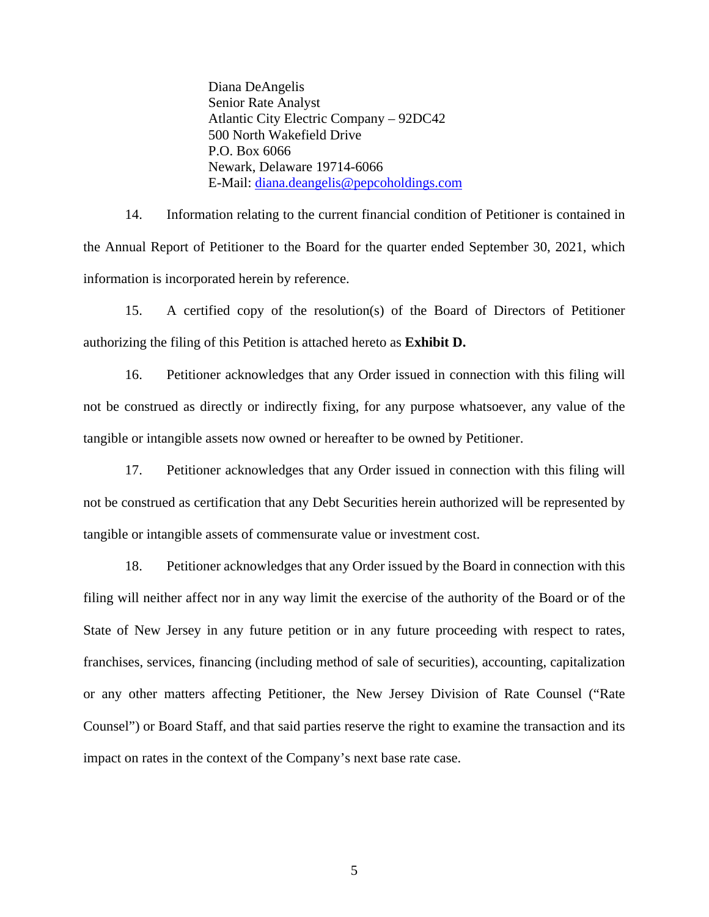Diana DeAngelis
Senior Rate Analyst
Atlantic City Electric Company – 92DC42
500 North Wakefield Drive
P.O. Box 6066
Newark, Delaware 19714-6066
E-Mail: diana.deangelis@pepcoholdings.com

14. Information relating to the current financial condition of Petitioner is contained in the Annual Report of Petitioner to the Board for the quarter ended September 30, 2021, which information is incorporated herein by reference.

15. A certified copy of the resolution(s) of the Board of Directors of Petitioner authorizing the filing of this Petition is attached hereto as **Exhibit D.**

16. Petitioner acknowledges that any Order issued in connection with this filing will not be construed as directly or indirectly fixing, for any purpose whatsoever, any value of the tangible or intangible assets now owned or hereafter to be owned by Petitioner.

17. Petitioner acknowledges that any Order issued in connection with this filing will not be construed as certification that any Debt Securities herein authorized will be represented by tangible or intangible assets of commensurate value or investment cost.

18. Petitioner acknowledges that any Order issued by the Board in connection with this filing will neither affect nor in any way limit the exercise of the authority of the Board or of the State of New Jersey in any future petition or in any future proceeding with respect to rates, franchises, services, financing (including method of sale of securities), accounting, capitalization or any other matters affecting Petitioner, the New Jersey Division of Rate Counsel ("Rate Counsel") or Board Staff, and that said parties reserve the right to examine the transaction and its impact on rates in the context of the Company's next base rate case.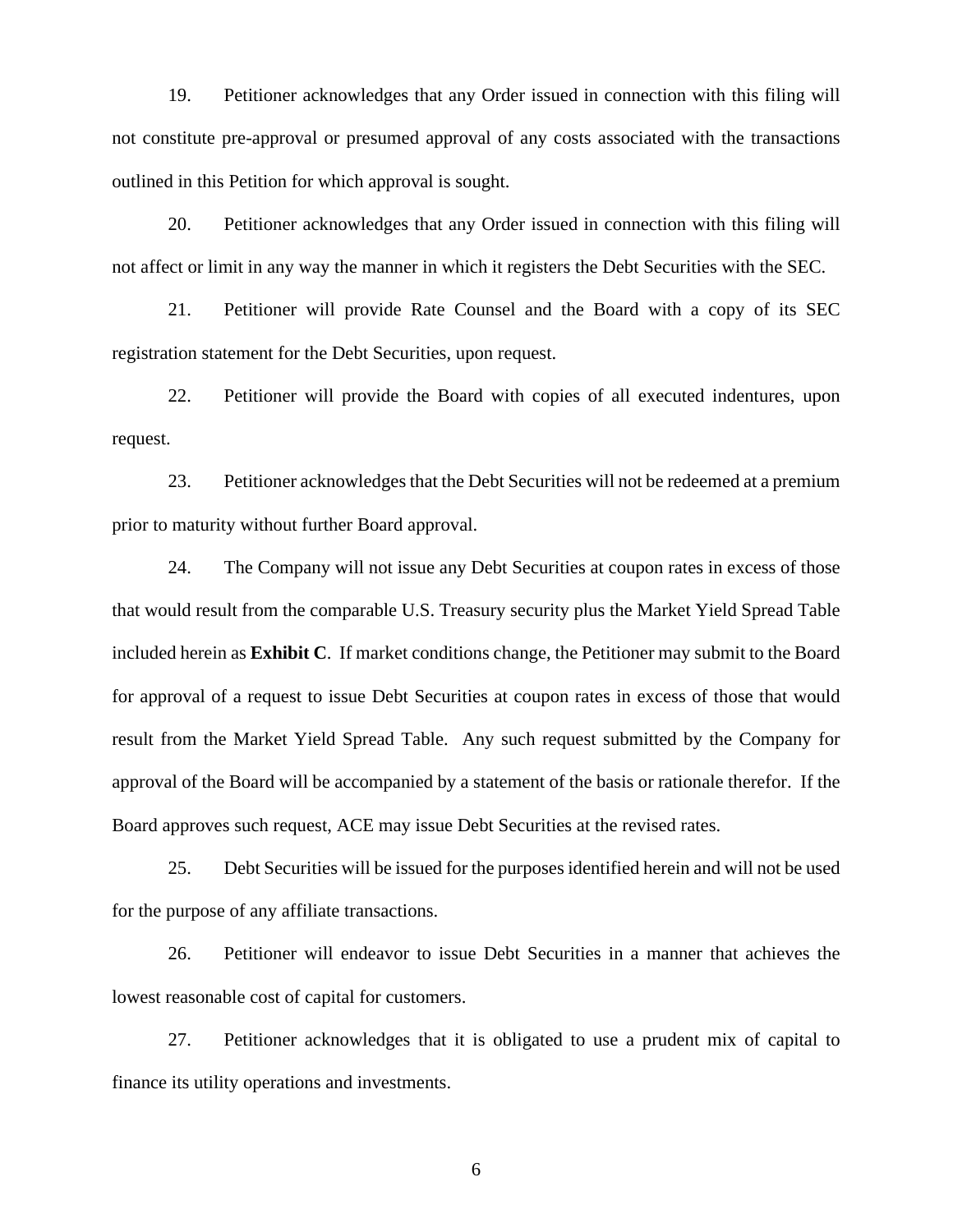19. Petitioner acknowledges that any Order issued in connection with this filing will not constitute pre-approval or presumed approval of any costs associated with the transactions outlined in this Petition for which approval is sought.

20. Petitioner acknowledges that any Order issued in connection with this filing will not affect or limit in any way the manner in which it registers the Debt Securities with the SEC.

21. Petitioner will provide Rate Counsel and the Board with a copy of its SEC registration statement for the Debt Securities, upon request.

22. Petitioner will provide the Board with copies of all executed indentures, upon request.

23. Petitioner acknowledges that the Debt Securities will not be redeemed at a premium prior to maturity without further Board approval.

24. The Company will not issue any Debt Securities at coupon rates in excess of those that would result from the comparable U.S. Treasury security plus the Market Yield Spread Table included herein as **Exhibit C**. If market conditions change, the Petitioner may submit to the Board for approval of a request to issue Debt Securities at coupon rates in excess of those that would result from the Market Yield Spread Table. Any such request submitted by the Company for approval of the Board will be accompanied by a statement of the basis or rationale therefor. If the Board approves such request, ACE may issue Debt Securities at the revised rates.

25. Debt Securities will be issued for the purposes identified herein and will not be used for the purpose of any affiliate transactions.

26. Petitioner will endeavor to issue Debt Securities in a manner that achieves the lowest reasonable cost of capital for customers.

27. Petitioner acknowledges that it is obligated to use a prudent mix of capital to finance its utility operations and investments.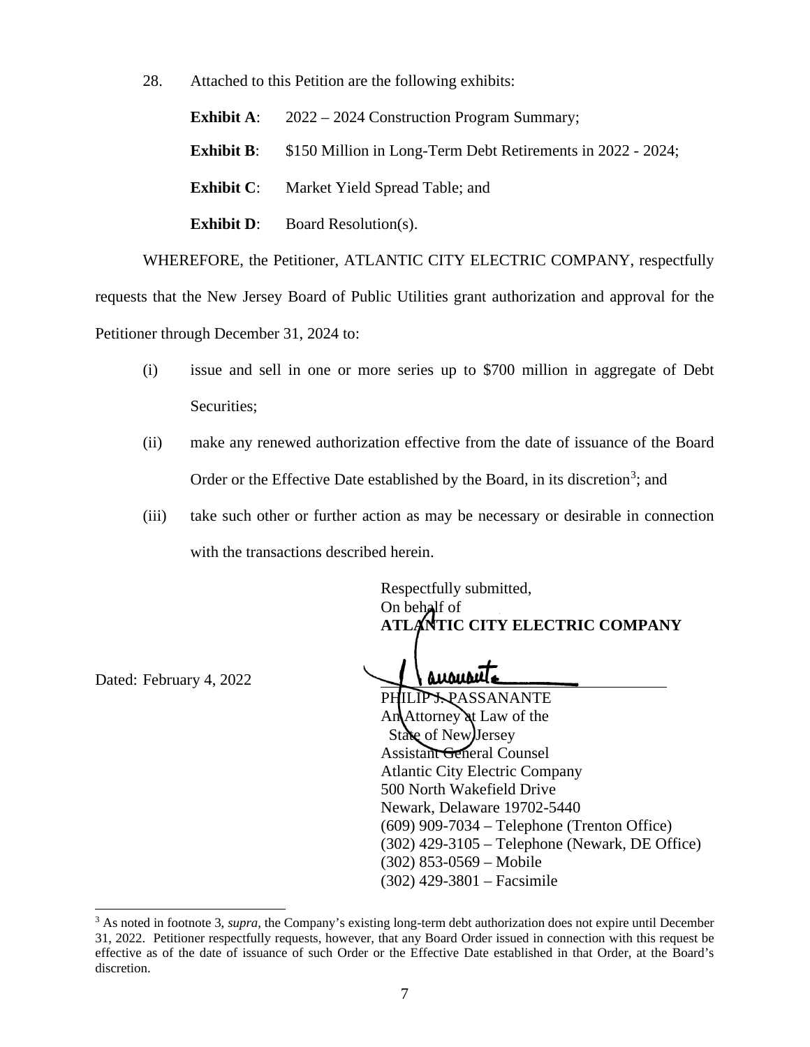28. Attached to this Petition are the following exhibits:

**Exhibit A**: 2022 – 2024 Construction Program Summary;

**Exhibit B**: $150 Million in Long-Term Debt Retirements in 2022 - 2024;

**Exhibit C**: Market Yield Spread Table; and

**Exhibit D**: Board Resolution(s).

WHEREFORE, the Petitioner, ATLANTIC CITY ELECTRIC COMPANY, respectfully requests that the New Jersey Board of Public Utilities grant authorization and approval for the Petitioner through December 31, 2024 to:

(i) issue and sell in one or more series up to $700 million in aggregate of Debt Securities;

(ii) make any renewed authorization effective from the date of issuance of the Board Order or the Effective Date established by the Board, in its discretion[3]; and

(iii) take such other or further action as may be necessary or desirable in connection with the transactions described herein.

Respectfully submitted,
On behalf of
**ATLANTIC CITY ELECTRIC COMPANY**

Dated: February 4, 2022

PHILIP J. PASSANANTE
An Attorney at Law of the
State of New Jersey
Assistant General Counsel
Atlantic City Electric Company
500 North Wakefield Drive
Newark, Delaware 19702-5440
(609) 909-7034 – Telephone (Trenton Office)
(302) 429-3105 – Telephone (Newark, DE Office)
(302) 853-0569 – Mobile
(302) 429-3801 – Facsimile

---

[3] As noted in footnote 3, *supra*, the Company's existing long-term debt authorization does not expire until December 31, 2022. Petitioner respectfully requests, however, that any Board Order issued in connection with this request be effective as of the date of issuance of such Order or the Effective Date established in that Order, at the Board's discretion.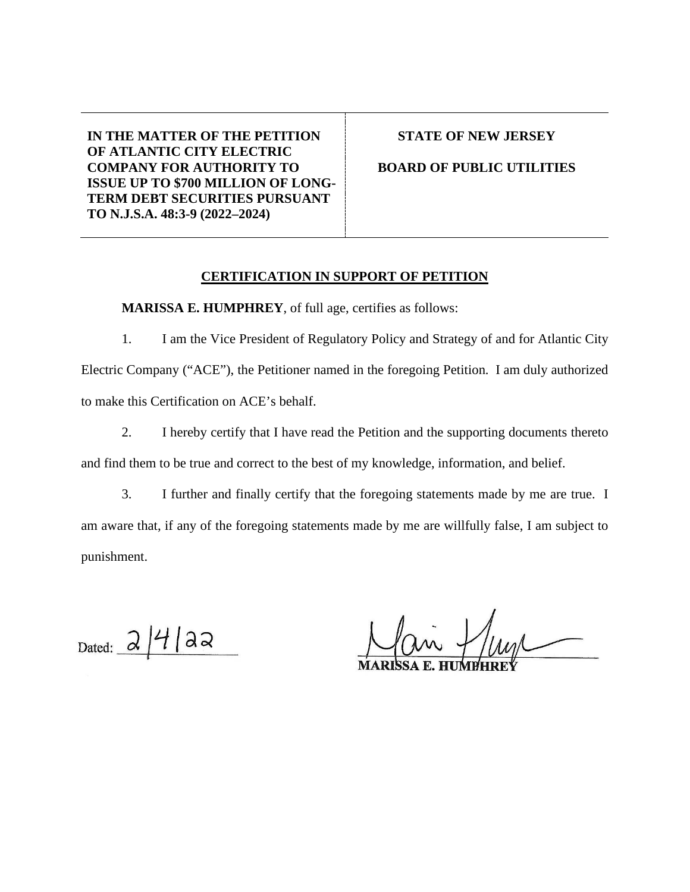| IN THE MATTER OF THE PETITION OF ATLANTIC CITY ELECTRIC COMPANY FOR AUTHORITY TO ISSUE UP TO $700 MILLION OF LONG-TERM DEBT SECURITIES PURSUANT TO N.J.S.A. 48:3-9 (2022–2024) | STATE OF NEW JERSEY<br><br>BOARD OF PUBLIC UTILITIES |
|---|---|

## CERTIFICATION IN SUPPORT OF PETITION

**MARISSA E. HUMPHREY**, of full age, certifies as follows:

1. I am the Vice President of Regulatory Policy and Strategy of and for Atlantic City Electric Company ("ACE"), the Petitioner named in the foregoing Petition. I am duly authorized to make this Certification on ACE's behalf.

2. I hereby certify that I have read the Petition and the supporting documents thereto and find them to be true and correct to the best of my knowledge, information, and belief.

3. I further and finally certify that the foregoing statements made by me are true. I am aware that, if any of the foregoing statements made by me are willfully false, I am subject to punishment.

Dated: 2/4/22

MARISSA E. HUMPHREY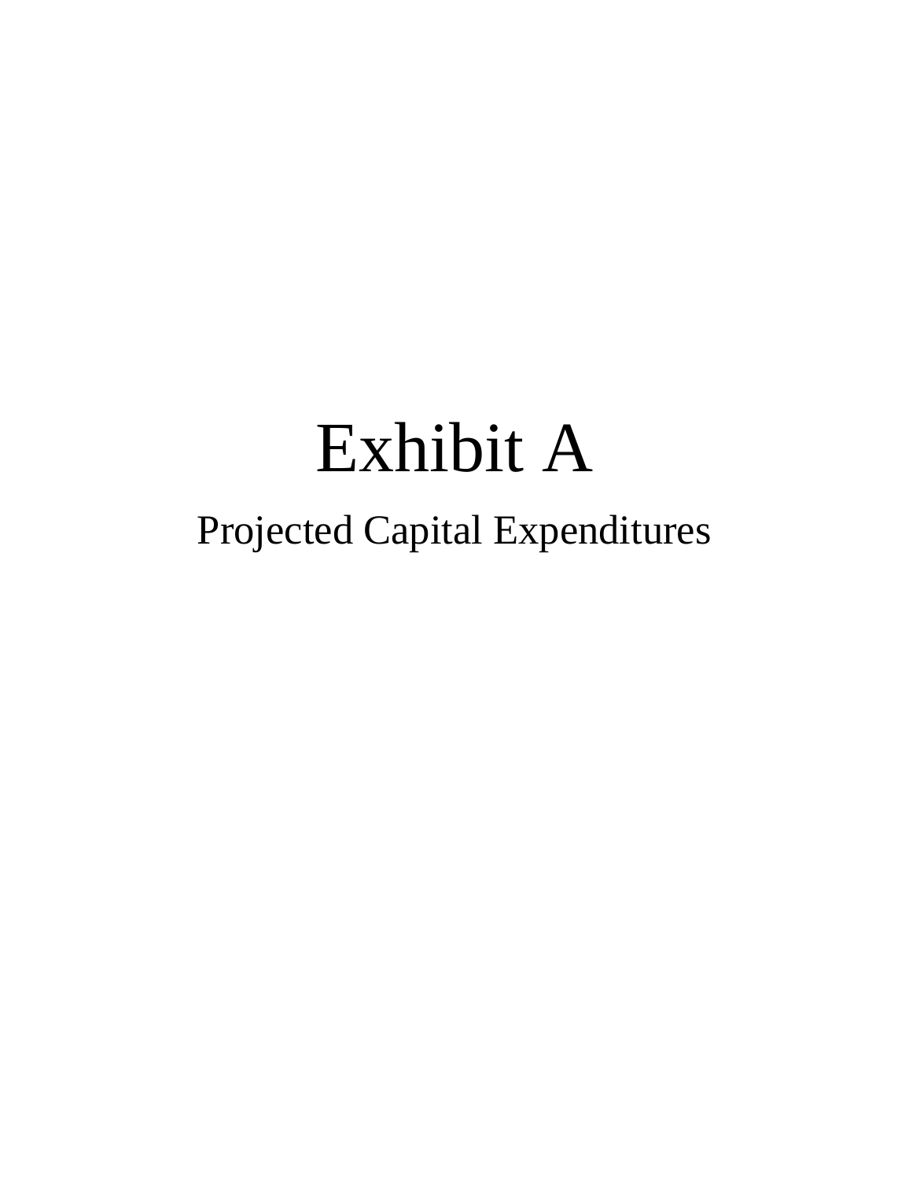# Exhibit A

## Projected Capital Expenditures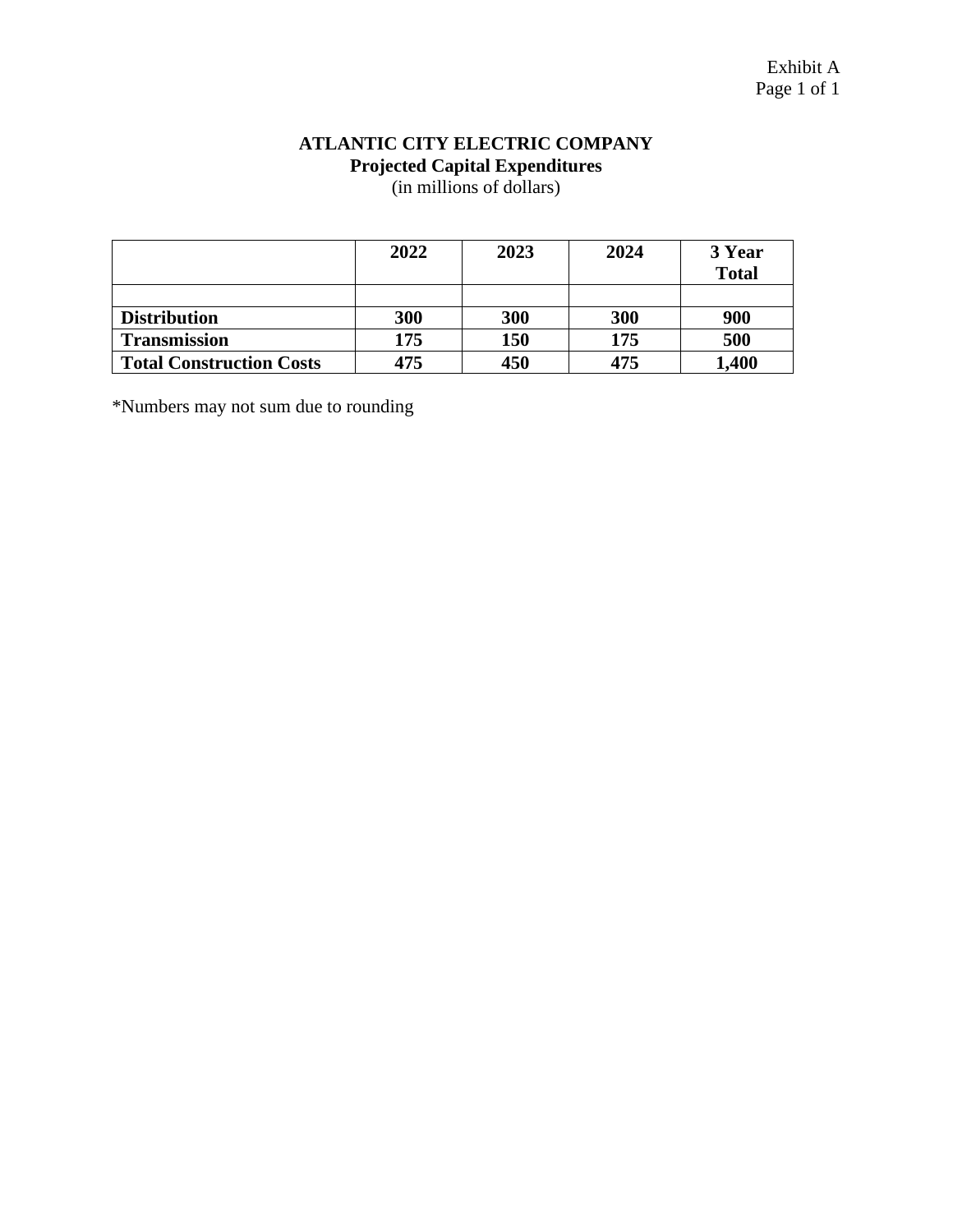Exhibit A
Page 1 of 1

**ATLANTIC CITY ELECTRIC COMPANY**
**Projected Capital Expenditures**
(in millions of dollars)

| | 2022 | 2023 | 2024 | 3 Year Total |
|---|---|---|---|---|
| | | | | |
| **Distribution** | **300** | **300** | **300** | **900** |
| **Transmission** | **175** | **150** | **175** | **500** |
| **Total Construction Costs** | **475** | **450** | **475** | **1,400** |

*Numbers may not sum due to rounding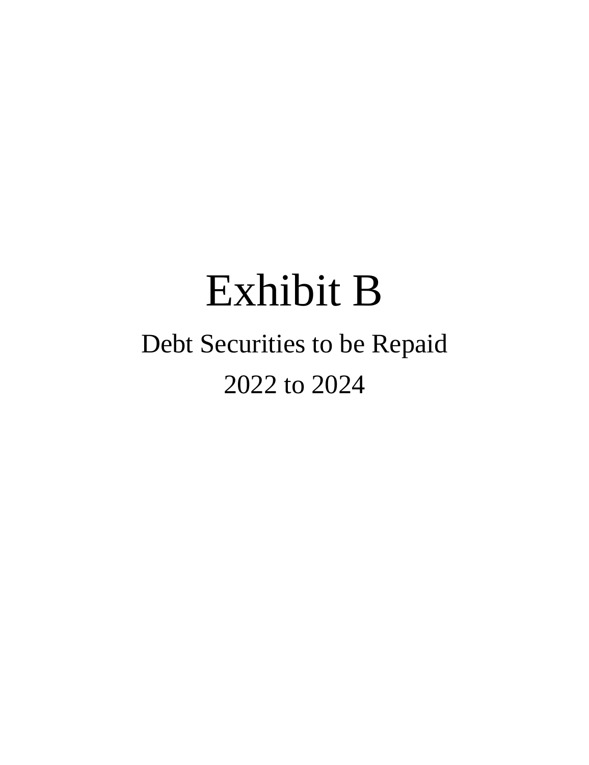# Exhibit B

## Debt Securities to be Repaid

## 2022 to 2024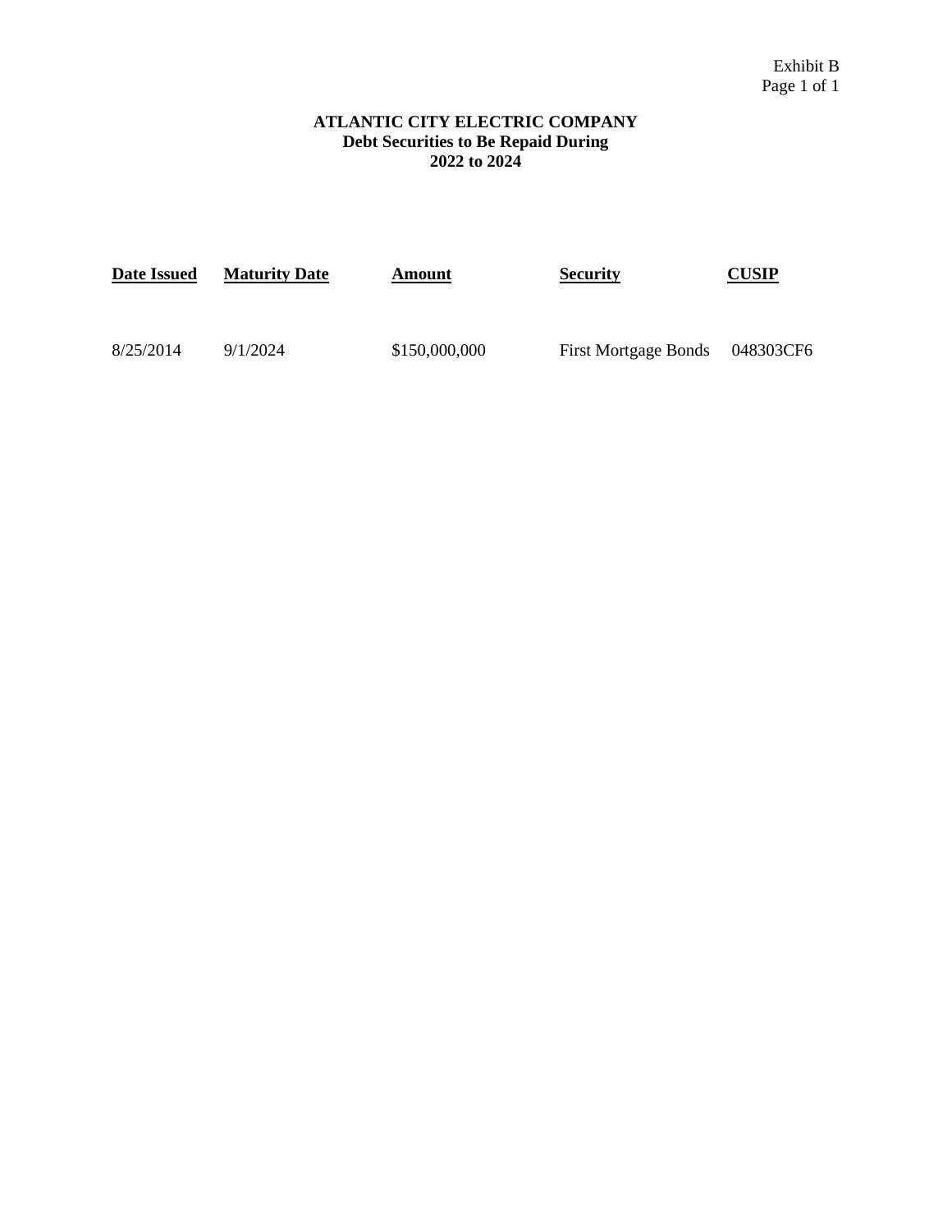Exhibit B

# ATLANTIC CITY ELECTRIC COMPANY
## Debt Securities to Be Repaid During 2022 to 2024

| Date Issued | Maturity Date | Amount | Security | CUSIP |
|---|---|---|---|---|
| 8/25/2014 | 9/1/2024 | $150,000,000 | First Mortgage Bonds | 048303CF6 |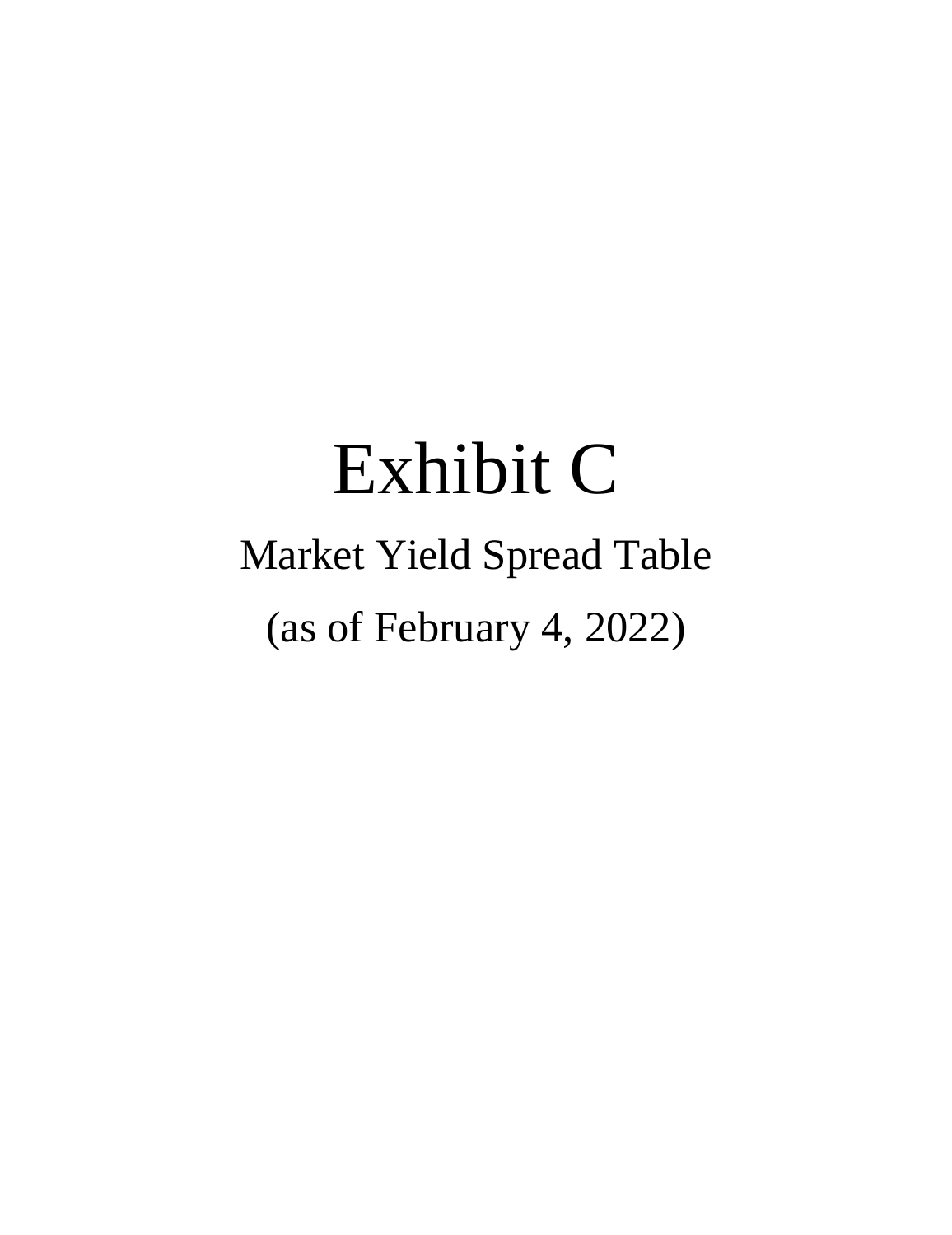# Exhibit C

## Market Yield Spread Table

## (as of February 4, 2022)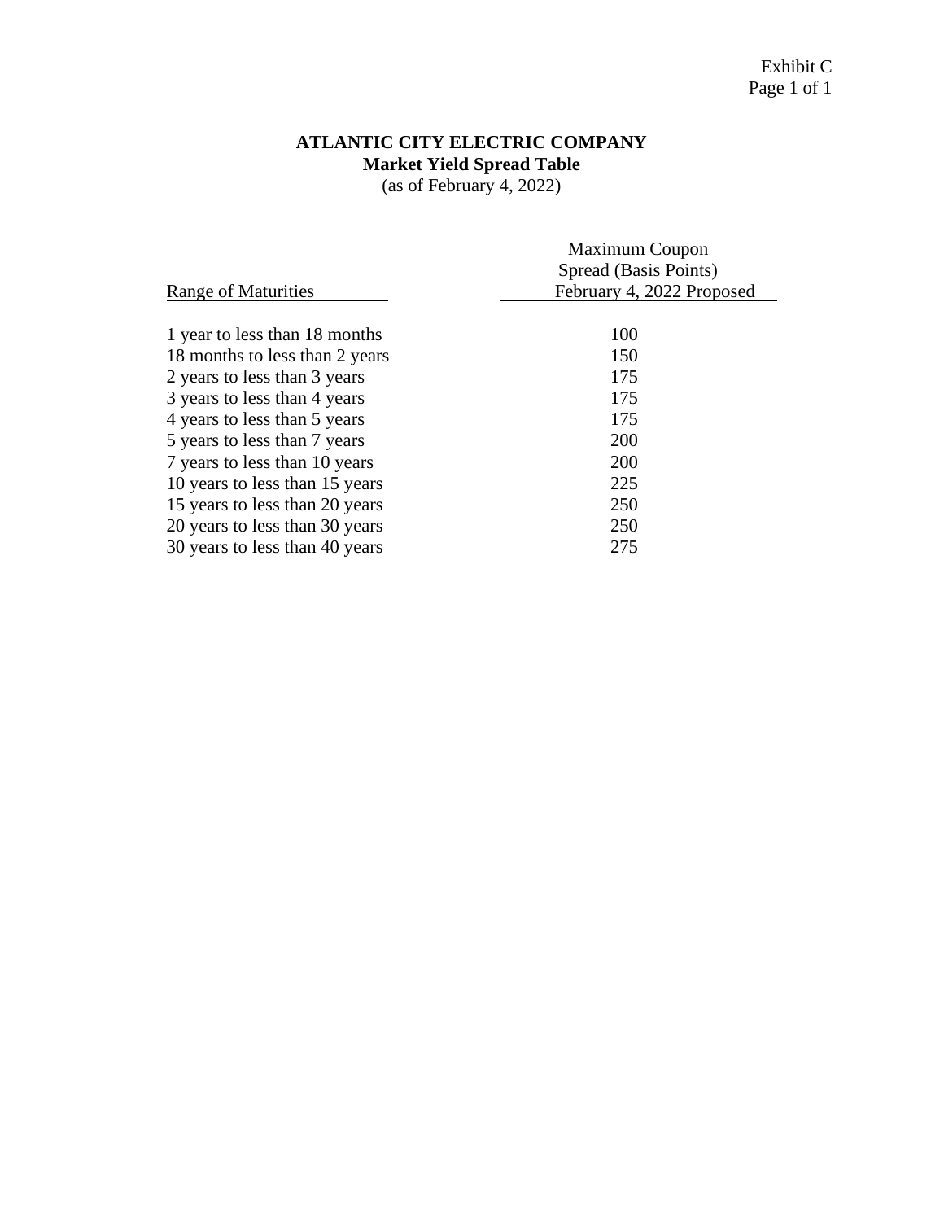Exhibit C

# ATLANTIC CITY ELECTRIC COMPANY

## Market Yield Spread Table

(as of February 4, 2022)

| Range of Maturities | Maximum Coupon Spread (Basis Points) February 4, 2022 Proposed |
|---|---|
| 1 year to less than 18 months | 100 |
| 18 months to less than 2 years | 150 |
| 2 years to less than 3 years | 175 |
| 3 years to less than 4 years | 175 |
| 4 years to less than 5 years | 175 |
| 5 years to less than 7 years | 200 |
| 7 years to less than 10 years | 200 |
| 10 years to less than 15 years | 225 |
| 15 years to less than 20 years | 250 |
| 20 years to less than 30 years | 250 |
| 30 years to less than 40 years | 275 |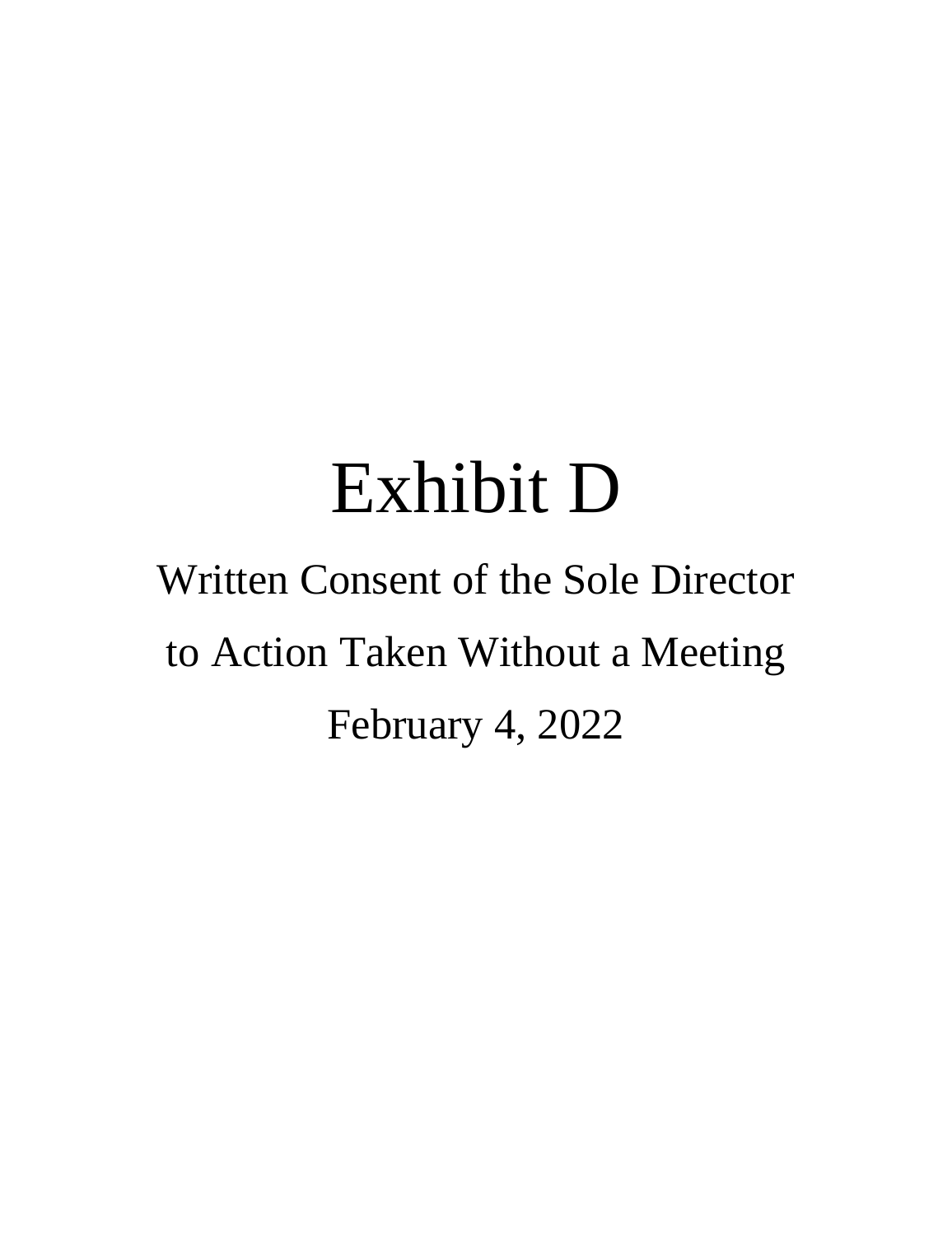# Exhibit D

Written Consent of the Sole Director

to Action Taken Without a Meeting

February 4, 2022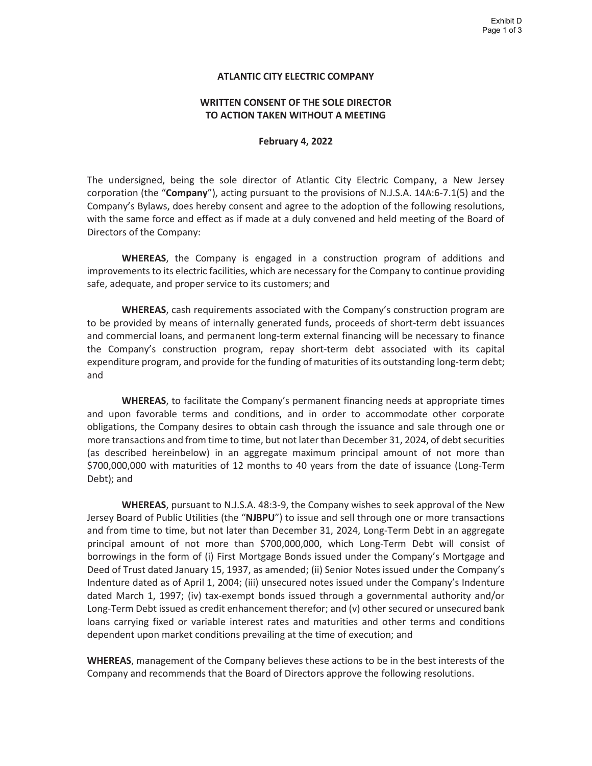**ATLANTIC CITY ELECTRIC COMPANY**

**WRITTEN CONSENT OF THE SOLE DIRECTOR TO ACTION TAKEN WITHOUT A MEETING**

**February 4, 2022**

The undersigned, being the sole director of Atlantic City Electric Company, a New Jersey corporation (the "**Company**"), acting pursuant to the provisions of N.J.S.A. 14A:6-7.1(5) and the Company's Bylaws, does hereby consent and agree to the adoption of the following resolutions, with the same force and effect as if made at a duly convened and held meeting of the Board of Directors of the Company:

**WHEREAS**, the Company is engaged in a construction program of additions and improvements to its electric facilities, which are necessary for the Company to continue providing safe, adequate, and proper service to its customers; and

**WHEREAS**, cash requirements associated with the Company's construction program are to be provided by means of internally generated funds, proceeds of short-term debt issuances and commercial loans, and permanent long-term external financing will be necessary to finance the Company's construction program, repay short-term debt associated with its capital expenditure program, and provide for the funding of maturities of its outstanding long-term debt; and

**WHEREAS**, to facilitate the Company's permanent financing needs at appropriate times and upon favorable terms and conditions, and in order to accommodate other corporate obligations, the Company desires to obtain cash through the issuance and sale through one or more transactions and from time to time, but not later than December 31, 2024, of debt securities (as described hereinbelow) in an aggregate maximum principal amount of not more than $700,000,000 with maturities of 12 months to 40 years from the date of issuance (Long-Term Debt); and

**WHEREAS**, pursuant to N.J.S.A. 48:3-9, the Company wishes to seek approval of the New Jersey Board of Public Utilities (the "**NJBPU**") to issue and sell through one or more transactions and from time to time, but not later than December 31, 2024, Long-Term Debt in an aggregate principal amount of not more than $700,000,000, which Long-Term Debt will consist of borrowings in the form of (i) First Mortgage Bonds issued under the Company's Mortgage and Deed of Trust dated January 15, 1937, as amended; (ii) Senior Notes issued under the Company's Indenture dated as of April 1, 2004; (iii) unsecured notes issued under the Company's Indenture dated March 1, 1997; (iv) tax-exempt bonds issued through a governmental authority and/or Long-Term Debt issued as credit enhancement therefor; and (v) other secured or unsecured bank loans carrying fixed or variable interest rates and maturities and other terms and conditions dependent upon market conditions prevailing at the time of execution; and

**WHEREAS**, management of the Company believes these actions to be in the best interests of the Company and recommends that the Board of Directors approve the following resolutions.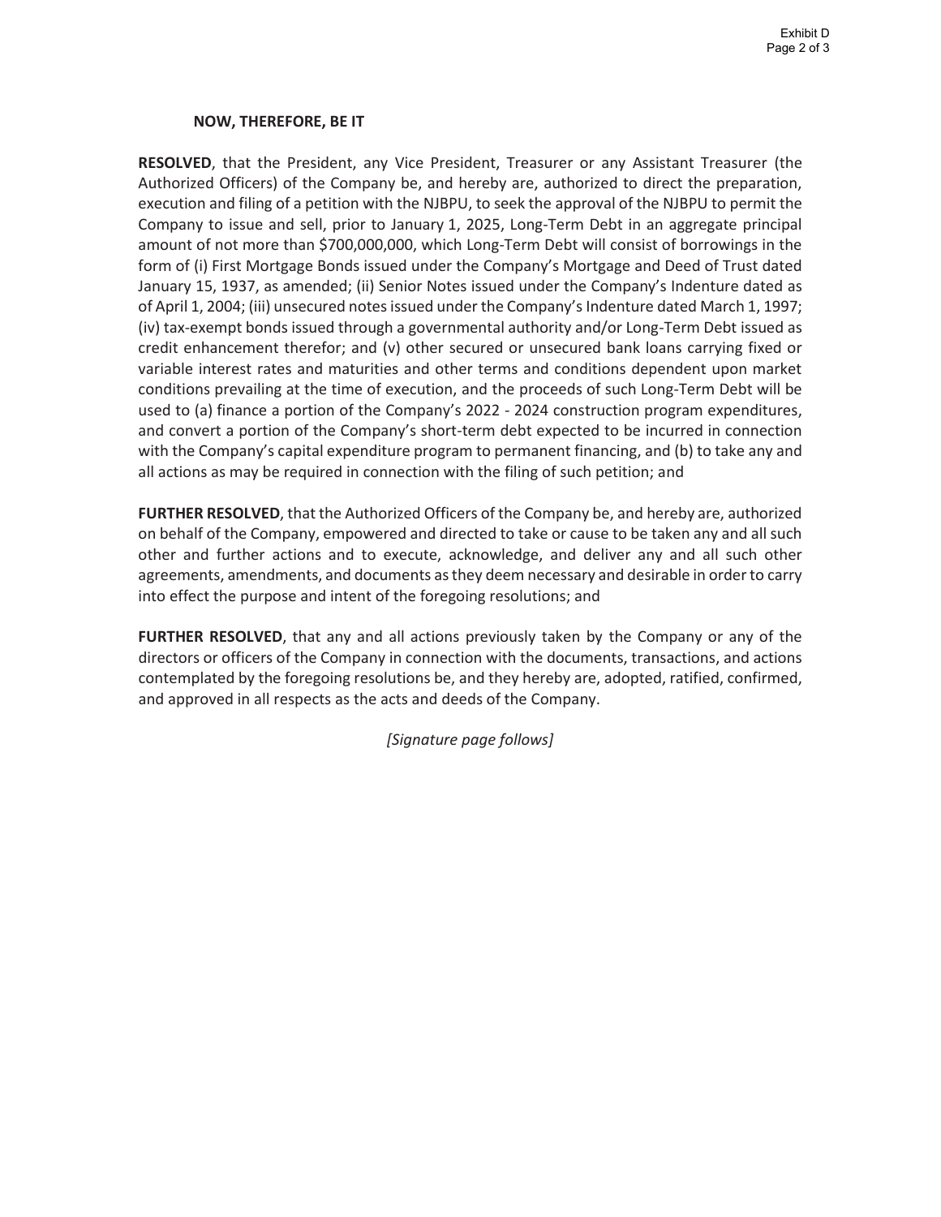**NOW, THEREFORE, BE IT**

**RESOLVED**, that the President, any Vice President, Treasurer or any Assistant Treasurer (the Authorized Officers) of the Company be, and hereby are, authorized to direct the preparation, execution and filing of a petition with the NJBPU, to seek the approval of the NJBPU to permit the Company to issue and sell, prior to January 1, 2025, Long-Term Debt in an aggregate principal amount of not more than $700,000,000, which Long-Term Debt will consist of borrowings in the form of (i) First Mortgage Bonds issued under the Company's Mortgage and Deed of Trust dated January 15, 1937, as amended; (ii) Senior Notes issued under the Company's Indenture dated as of April 1, 2004; (iii) unsecured notes issued under the Company's Indenture dated March 1, 1997; (iv) tax-exempt bonds issued through a governmental authority and/or Long-Term Debt issued as credit enhancement therefor; and (v) other secured or unsecured bank loans carrying fixed or variable interest rates and maturities and other terms and conditions dependent upon market conditions prevailing at the time of execution, and the proceeds of such Long-Term Debt will be used to (a) finance a portion of the Company's 2022 - 2024 construction program expenditures, and convert a portion of the Company's short-term debt expected to be incurred in connection with the Company's capital expenditure program to permanent financing, and (b) to take any and all actions as may be required in connection with the filing of such petition; and

**FURTHER RESOLVED**, that the Authorized Officers of the Company be, and hereby are, authorized on behalf of the Company, empowered and directed to take or cause to be taken any and all such other and further actions and to execute, acknowledge, and deliver any and all such other agreements, amendments, and documents as they deem necessary and desirable in order to carry into effect the purpose and intent of the foregoing resolutions; and

**FURTHER RESOLVED**, that any and all actions previously taken by the Company or any of the directors or officers of the Company in connection with the documents, transactions, and actions contemplated by the foregoing resolutions be, and they hereby are, adopted, ratified, confirmed, and approved in all respects as the acts and deeds of the Company.

*[Signature page follows]*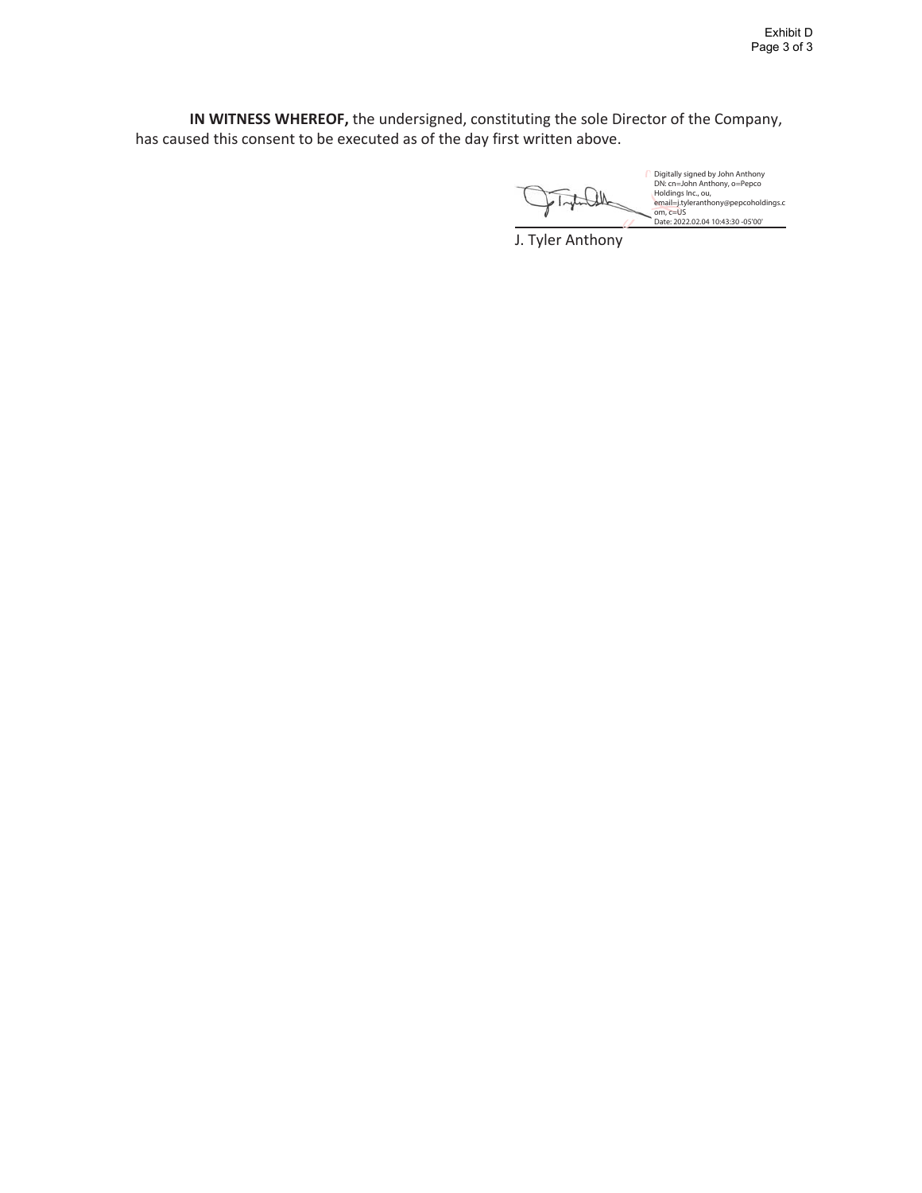**IN WITNESS WHEREOF,** the undersigned, constituting the sole Director of the Company, has caused this consent to be executed as of the day first written above.

Digitally signed by John Anthony
DN: cn=John Anthony, o=Pepco Holdings Inc., ou, email=j.tyleranthony@pepcoholdings.com, c=US
Date: 2022.02.04 10:43:30 -05'00'

J. Tyler Anthony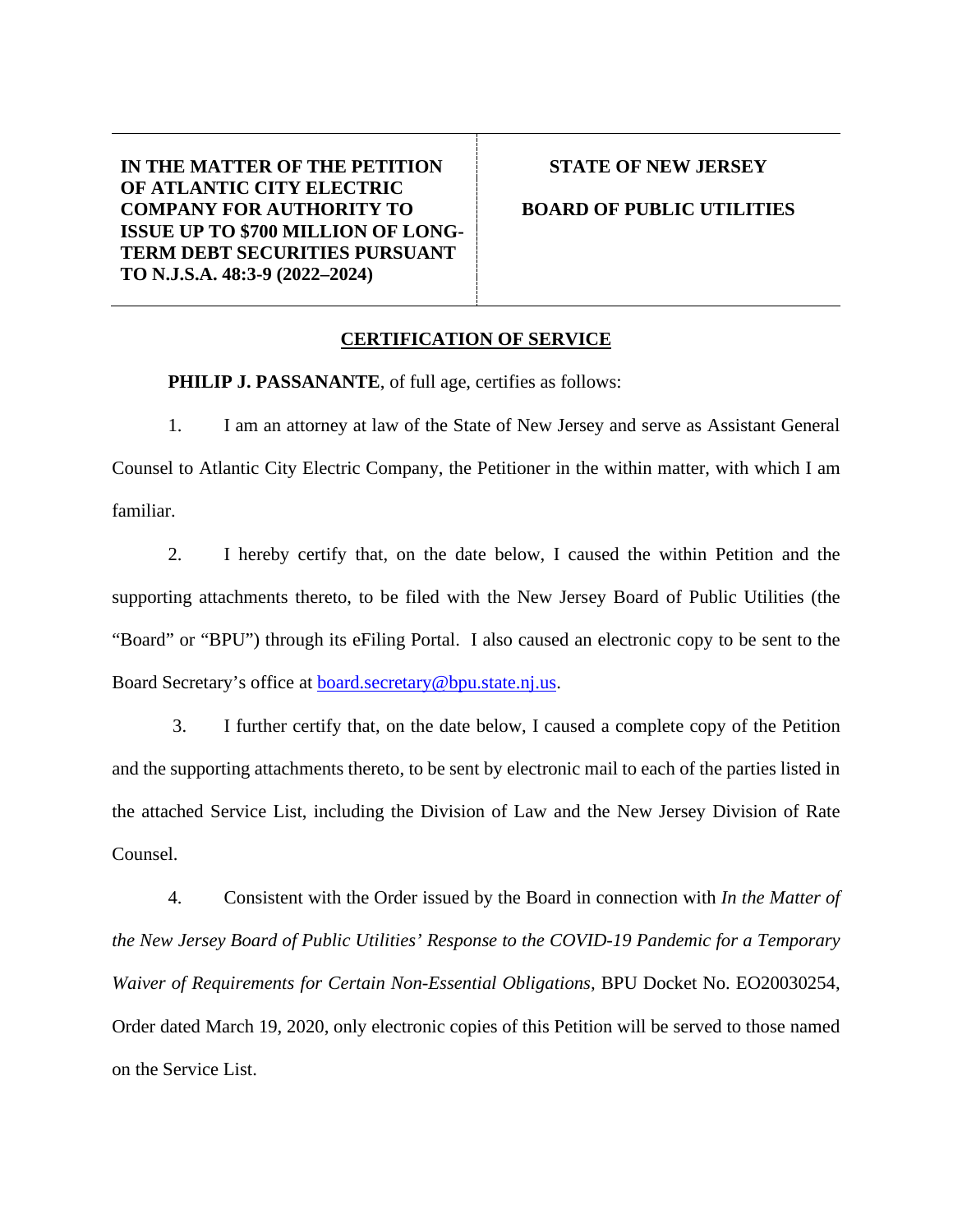| | |
|---|---|
| **IN THE MATTER OF THE PETITION OF ATLANTIC CITY ELECTRIC COMPANY FOR AUTHORITY TO ISSUE UP TO $700 MILLION OF LONG-TERM DEBT SECURITIES PURSUANT TO N.J.S.A. 48:3-9 (2022–2024)** | **STATE OF NEW JERSEY**<br><br>**BOARD OF PUBLIC UTILITIES** |

**CERTIFICATION OF SERVICE**

**PHILIP J. PASSANANTE**, of full age, certifies as follows:

1. I am an attorney at law of the State of New Jersey and serve as Assistant General Counsel to Atlantic City Electric Company, the Petitioner in the within matter, with which I am familiar.

2. I hereby certify that, on the date below, I caused the within Petition and the supporting attachments thereto, to be filed with the New Jersey Board of Public Utilities (the "Board" or "BPU") through its eFiling Portal. I also caused an electronic copy to be sent to the Board Secretary's office at board.secretary@bpu.state.nj.us.

3. I further certify that, on the date below, I caused a complete copy of the Petition and the supporting attachments thereto, to be sent by electronic mail to each of the parties listed in the attached Service List, including the Division of Law and the New Jersey Division of Rate Counsel.

4. Consistent with the Order issued by the Board in connection with *In the Matter of the New Jersey Board of Public Utilities' Response to the COVID-19 Pandemic for a Temporary Waiver of Requirements for Certain Non-Essential Obligations,* BPU Docket No. EO20030254, Order dated March 19, 2020, only electronic copies of this Petition will be served to those named on the Service List.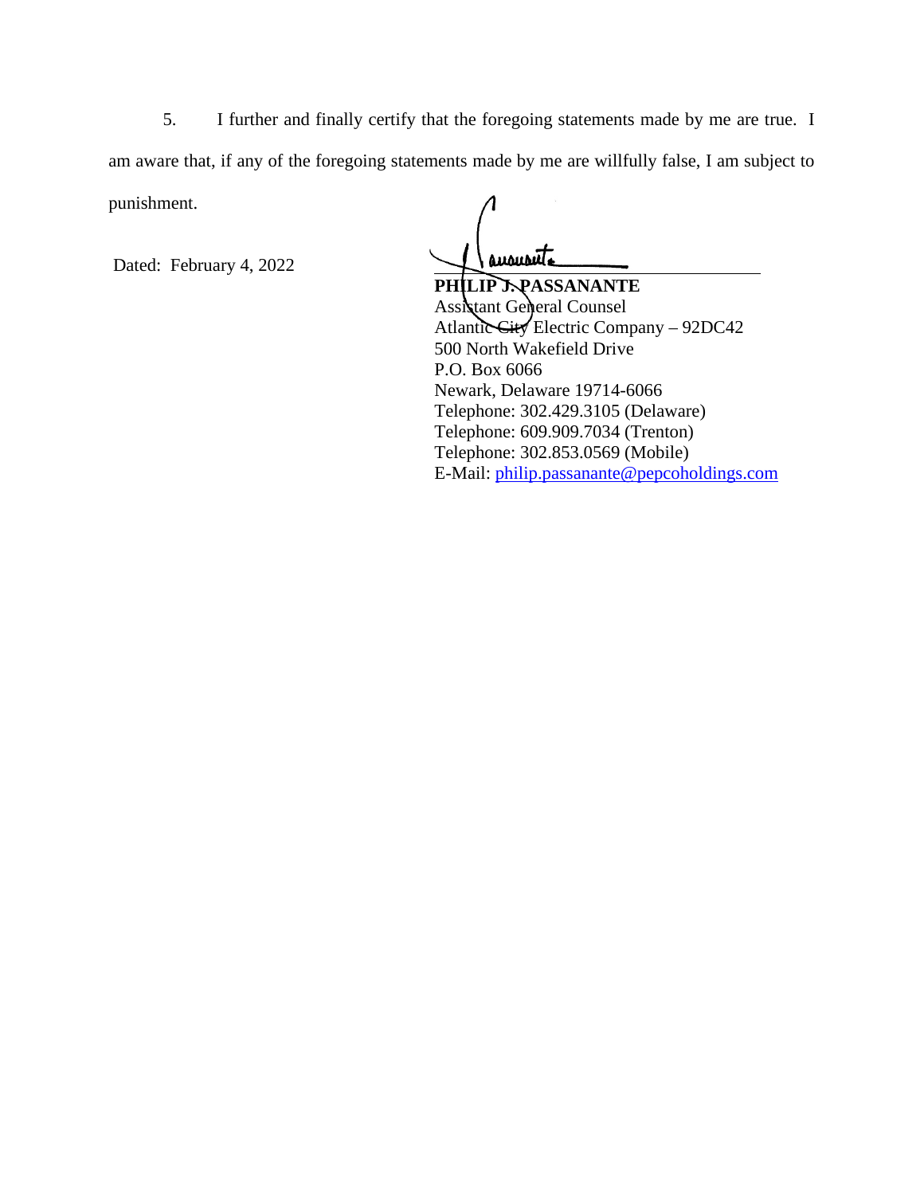5. I further and finally certify that the foregoing statements made by me are true. I am aware that, if any of the foregoing statements made by me are willfully false, I am subject to punishment.

Dated: February 4, 2022

**PHILIP J. PASSANANTE**
Assistant General Counsel
Atlantic City Electric Company – 92DC42
500 North Wakefield Drive
P.O. Box 6066
Newark, Delaware 19714-6066
Telephone: 302.429.3105 (Delaware)
Telephone: 609.909.7034 (Trenton)
Telephone: 302.853.0569 (Mobile)
E-Mail: philip.passanante@pepcoholdings.com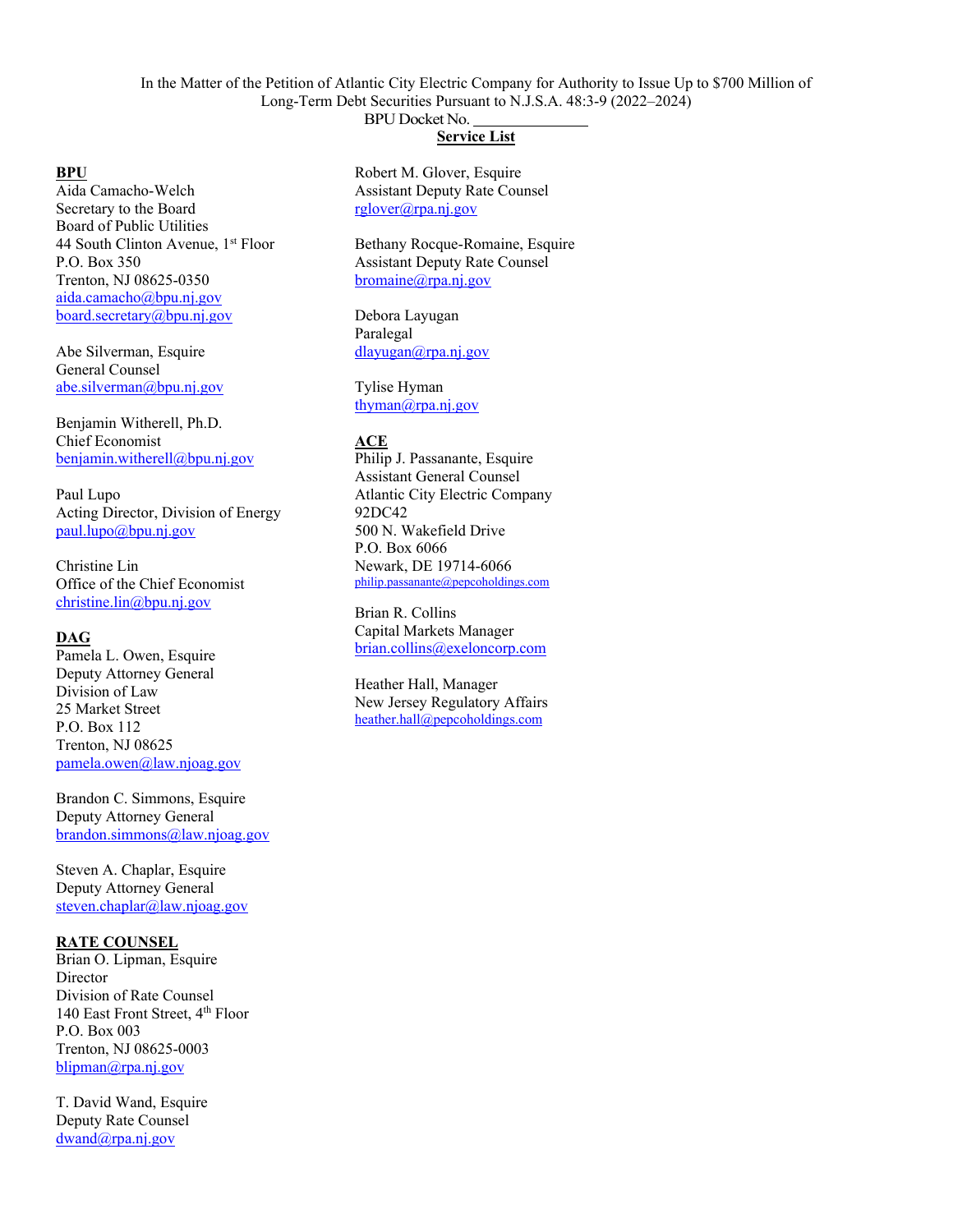In the Matter of the Petition of Atlantic City Electric Company for Authority to Issue Up to $700 Million of Long-Term Debt Securities Pursuant to N.J.S.A. 48:3-9 (2022–2024)

BPU Docket No. ______________

**Service List**

**BPU**

Aida Camacho-Welch
Secretary to the Board
Board of Public Utilities
44 South Clinton Avenue, 1st Floor
P.O. Box 350
Trenton, NJ 08625-0350
aida.camacho@bpu.nj.gov
board.secretary@bpu.nj.gov

Abe Silverman, Esquire
General Counsel
abe.silverman@bpu.nj.gov

Benjamin Witherell, Ph.D.
Chief Economist
benjamin.witherell@bpu.nj.gov

Paul Lupo
Acting Director, Division of Energy
paul.lupo@bpu.nj.gov

Christine Lin
Office of the Chief Economist
christine.lin@bpu.nj.gov

**DAG**

Pamela L. Owen, Esquire
Deputy Attorney General
Division of Law
25 Market Street
P.O. Box 112
Trenton, NJ 08625
pamela.owen@law.njoag.gov

Brandon C. Simmons, Esquire
Deputy Attorney General
brandon.simmons@law.njoag.gov

Steven A. Chaplar, Esquire
Deputy Attorney General
steven.chaplar@law.njoag.gov

**RATE COUNSEL**

Brian O. Lipman, Esquire
Director
Division of Rate Counsel
140 East Front Street, 4th Floor
P.O. Box 003
Trenton, NJ 08625-0003
blipman@rpa.nj.gov

T. David Wand, Esquire
Deputy Rate Counsel
dwand@rpa.nj.gov

Robert M. Glover, Esquire
Assistant Deputy Rate Counsel
rglover@rpa.nj.gov

Bethany Rocque-Romaine, Esquire
Assistant Deputy Rate Counsel
bromaine@rpa.nj.gov

Debora Layugan
Paralegal
dlayugan@rpa.nj.gov

Tylise Hyman
thyman@rpa.nj.gov

**ACE**

Philip J. Passanante, Esquire
Assistant General Counsel
Atlantic City Electric Company
92DC42
500 N. Wakefield Drive
P.O. Box 6066
Newark, DE 19714-6066
philip.passanante@pepcoholdings.com

Brian R. Collins
Capital Markets Manager
brian.collins@exeloncorp.com

Heather Hall, Manager
New Jersey Regulatory Affairs
heather.hall@pepcoholdings.com